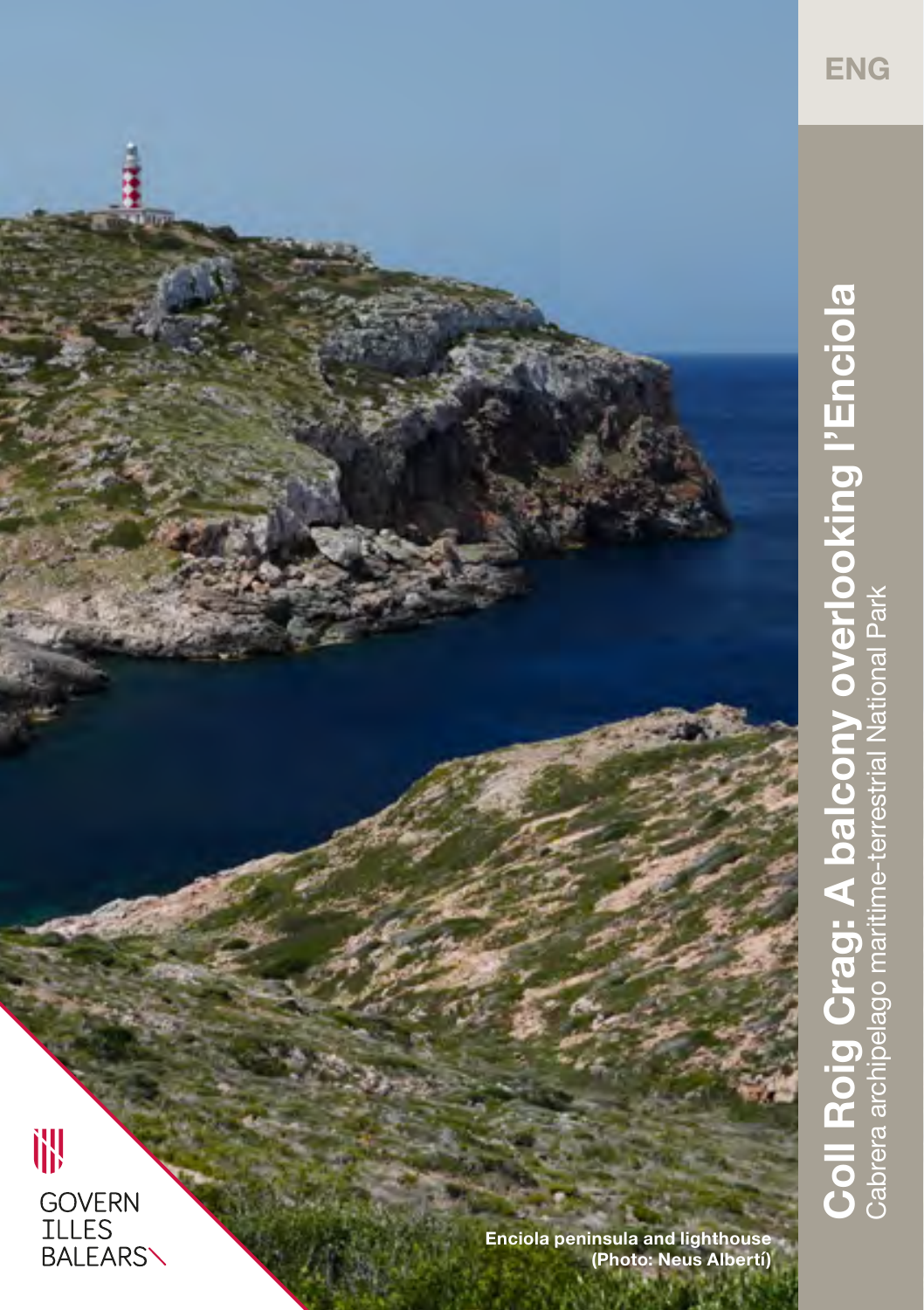ENG

# Coll Roig Crag: A balcony overlooking l'Enciola

Cabrera archipelago maritime-terrestrial National Park

Enciola peninsula and lighthouse (Photo: Neus Albertí)

GOVERN ILLES BALEARS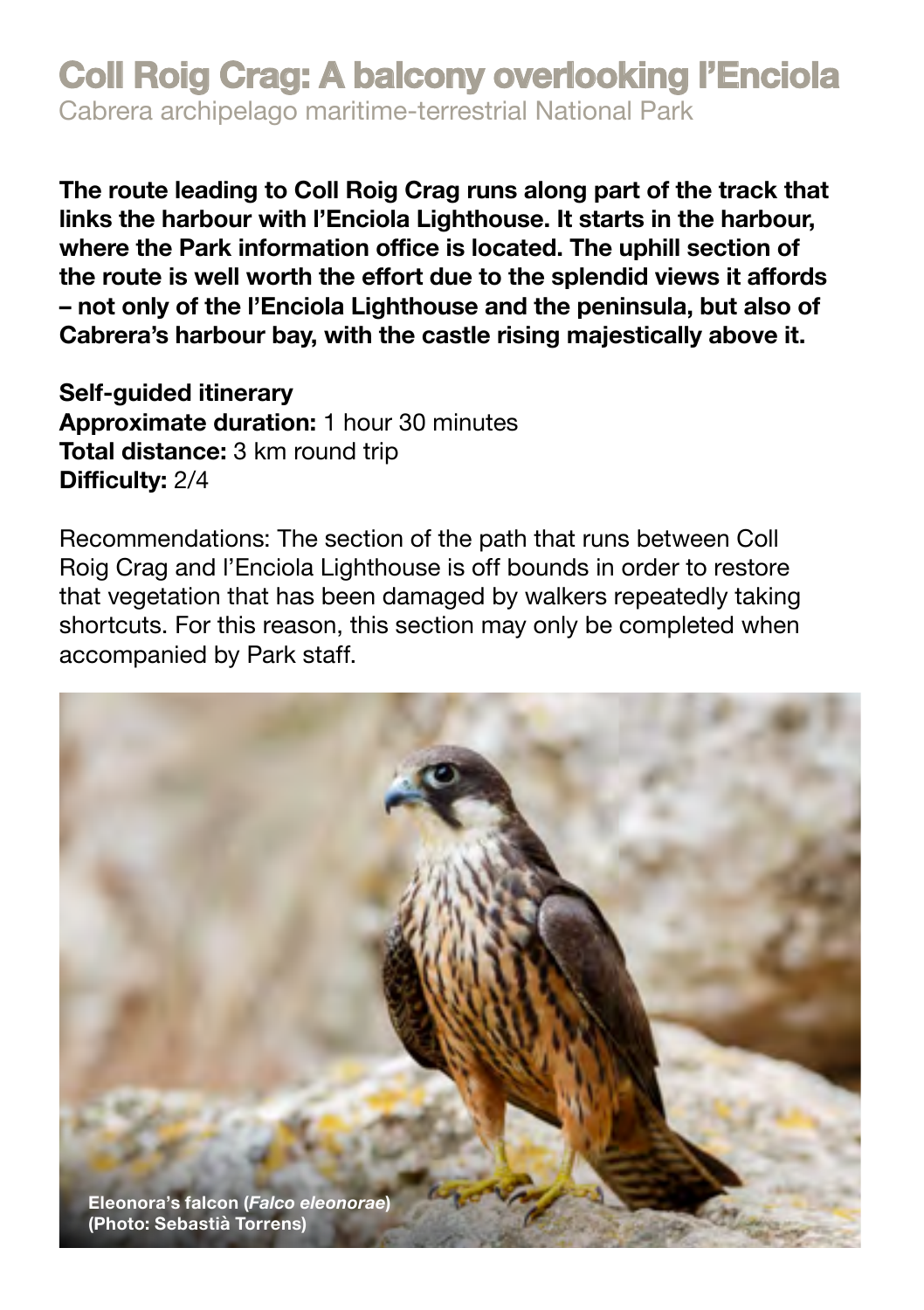# Coll Roig Crag: A balcony overlooking l'Enciola

Cabrera archipelago maritime-terrestrial National Park

**The route leading to Coll Roig Crag runs along part of the track that links the harbour with l'Enciola Lighthouse. It starts in the harbour, where the Park information office is located. The uphill section of the route is well worth the effort due to the splendid views it affords – not only of the l'Enciola Lighthouse and the peninsula, but also of Cabrera's harbour bay, with the castle rising majestically above it.**

**Self-guided itinerary**
**Approximate duration:** 1 hour 30 minutes
**Total distance:** 3 km round trip
**Difficulty:** 2/4

Recommendations: The section of the path that runs between Coll Roig Crag and l'Enciola Lighthouse is off bounds in order to restore that vegetation that has been damaged by walkers repeatedly taking shortcuts. For this reason, this section may only be completed when accompanied by Park staff.

**Eleonora's falcon (*Falco eleonorae*) (Photo: Sebastià Torrens)**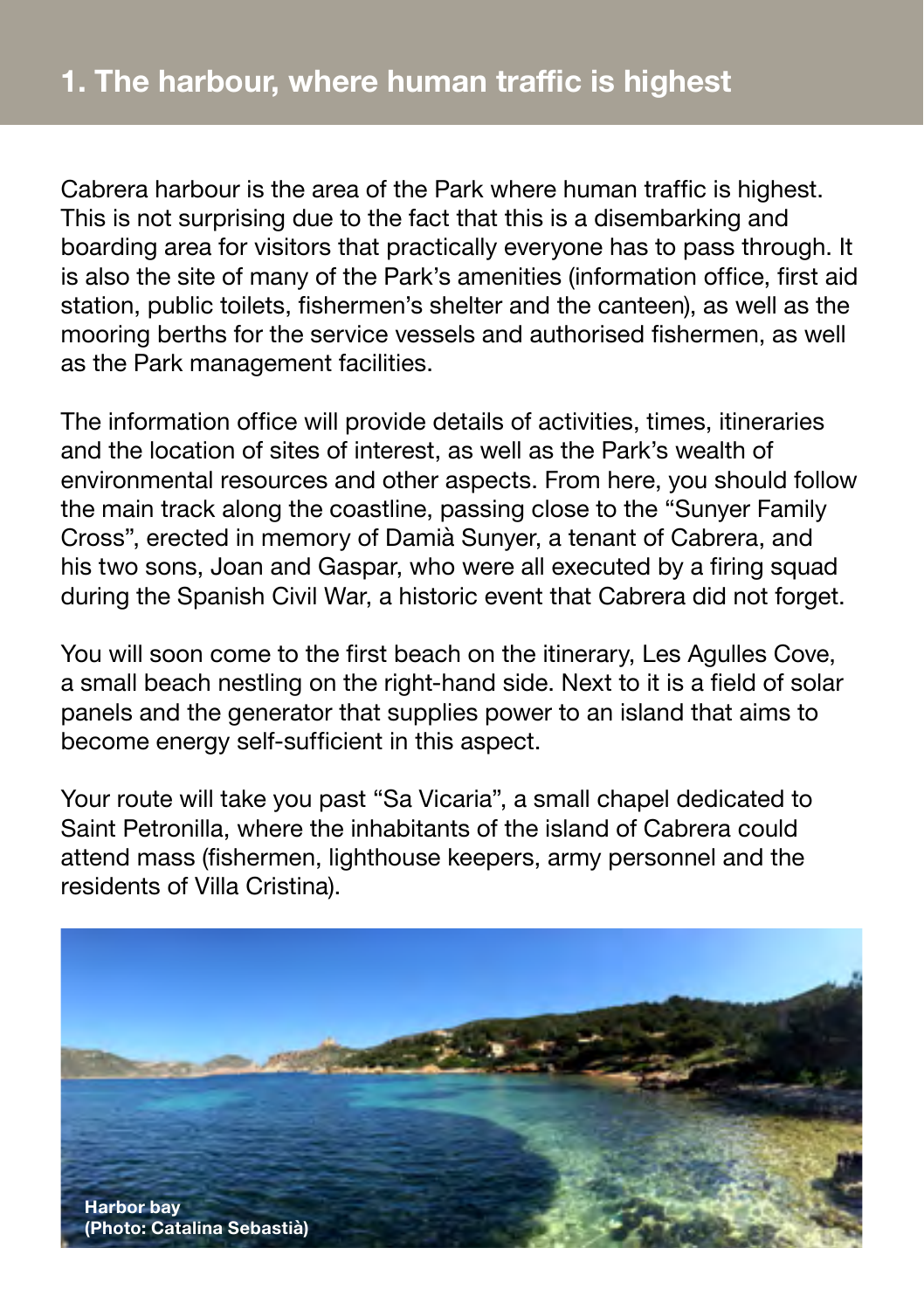## 1. The harbour, where human traffic is highest

Cabrera harbour is the area of the Park where human traffic is highest. This is not surprising due to the fact that this is a disembarking and boarding area for visitors that practically everyone has to pass through. It is also the site of many of the Park's amenities (information office, first aid station, public toilets, fishermen's shelter and the canteen), as well as the mooring berths for the service vessels and authorised fishermen, as well as the Park management facilities.

The information office will provide details of activities, times, itineraries and the location of sites of interest, as well as the Park's wealth of environmental resources and other aspects. From here, you should follow the main track along the coastline, passing close to the "Sunyer Family Cross", erected in memory of Damià Sunyer, a tenant of Cabrera, and his two sons, Joan and Gaspar, who were all executed by a firing squad during the Spanish Civil War, a historic event that Cabrera did not forget.

You will soon come to the first beach on the itinerary, Les Agulles Cove, a small beach nestling on the right-hand side. Next to it is a field of solar panels and the generator that supplies power to an island that aims to become energy self-sufficient in this aspect.

Your route will take you past "Sa Vicaria", a small chapel dedicated to Saint Petronilla, where the inhabitants of the island of Cabrera could attend mass (fishermen, lighthouse keepers, army personnel and the residents of Villa Cristina).

**Harbor bay**
**(Photo: Catalina Sebastià)**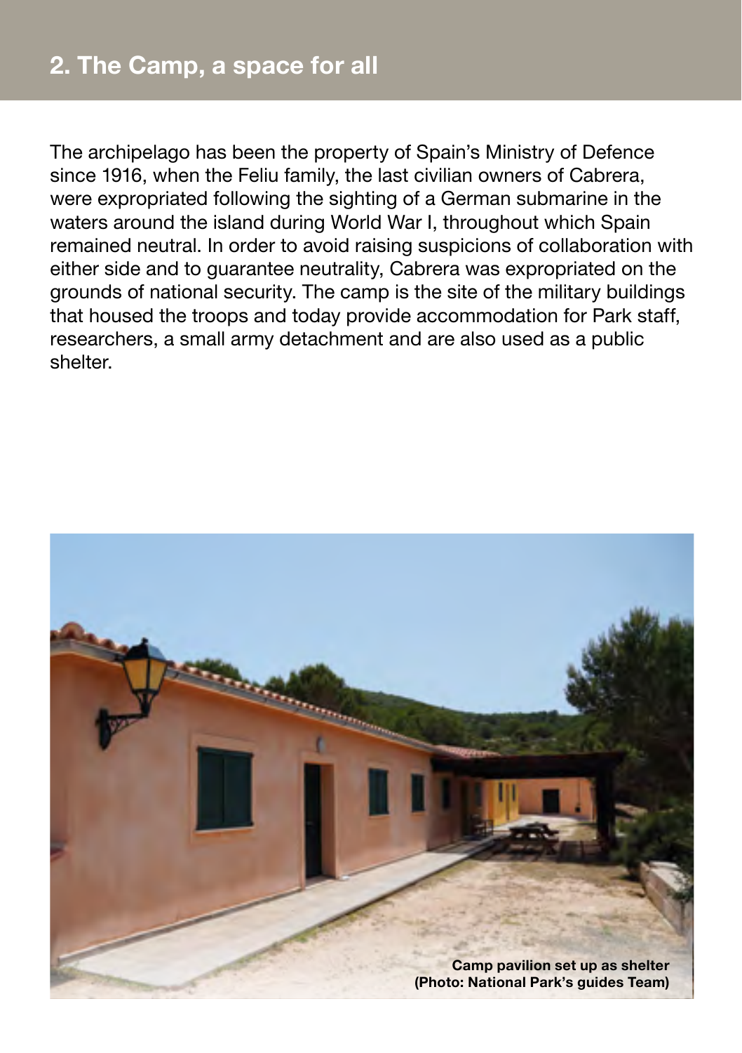## 2. The Camp, a space for all

The archipelago has been the property of Spain's Ministry of Defence since 1916, when the Feliu family, the last civilian owners of Cabrera, were expropriated following the sighting of a German submarine in the waters around the island during World War I, throughout which Spain remained neutral. In order to avoid raising suspicions of collaboration with either side and to guarantee neutrality, Cabrera was expropriated on the grounds of national security. The camp is the site of the military buildings that housed the troops and today provide accommodation for Park staff, researchers, a small army detachment and are also used as a public shelter.

**Camp pavilion set up as shelter (Photo: National Park's guides Team)**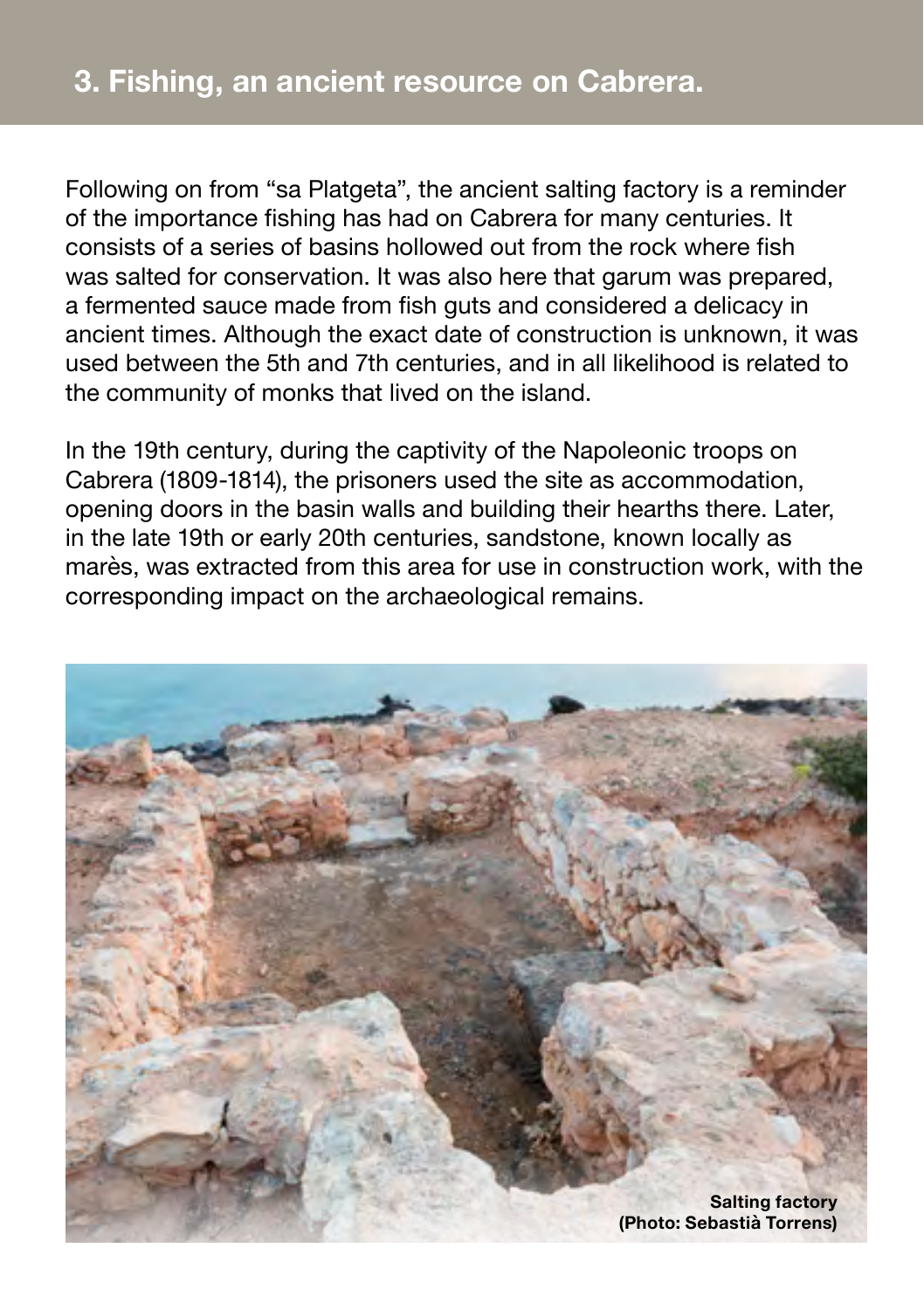# 3. Fishing, an ancient resource on Cabrera.

Following on from “sa Platgeta”, the ancient salting factory is a reminder of the importance fishing has had on Cabrera for many centuries. It consists of a series of basins hollowed out from the rock where fish was salted for conservation. It was also here that garum was prepared, a fermented sauce made from fish guts and considered a delicacy in ancient times. Although the exact date of construction is unknown, it was used between the 5th and 7th centuries, and in all likelihood is related to the community of monks that lived on the island.

In the 19th century, during the captivity of the Napoleonic troops on Cabrera (1809-1814), the prisoners used the site as accommodation, opening doors in the basin walls and building their hearths there. Later, in the late 19th or early 20th centuries, sandstone, known locally as marès, was extracted from this area for use in construction work, with the corresponding impact on the archaeological remains.

**Salting factory (Photo: Sebastià Torrens)**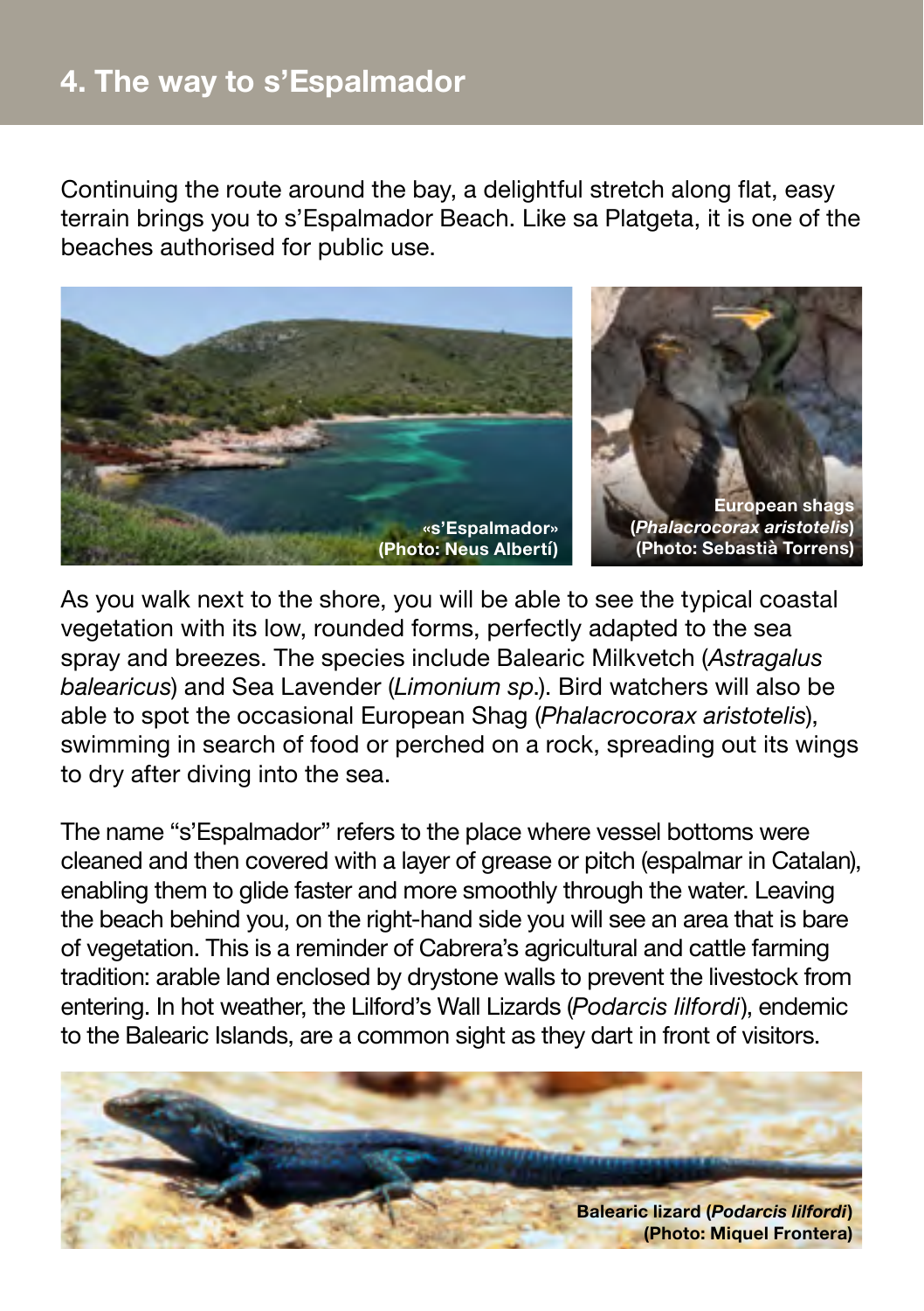# 4. The way to s'Espalmador

Continuing the route around the bay, a delightful stretch along flat, easy terrain brings you to s'Espalmador Beach. Like sa Platgeta, it is one of the beaches authorised for public use.

**«s'Espalmador» (Photo: Neus Albertí)**

**European shags (*Phalacrocorax aristotelis*) (Photo: Sebastià Torrens)**

As you walk next to the shore, you will be able to see the typical coastal vegetation with its low, rounded forms, perfectly adapted to the sea spray and breezes. The species include Balearic Milkvetch (*Astragalus balearicus*) and Sea Lavender (*Limonium sp*.). Bird watchers will also be able to spot the occasional European Shag (*Phalacrocorax aristotelis*), swimming in search of food or perched on a rock, spreading out its wings to dry after diving into the sea.

The name "s'Espalmador" refers to the place where vessel bottoms were cleaned and then covered with a layer of grease or pitch (espalmar in Catalan), enabling them to glide faster and more smoothly through the water. Leaving the beach behind you, on the right-hand side you will see an area that is bare of vegetation. This is a reminder of Cabrera's agricultural and cattle farming tradition: arable land enclosed by drystone walls to prevent the livestock from entering. In hot weather, the Lilford's Wall Lizards (*Podarcis lilfordi*), endemic to the Balearic Islands, are a common sight as they dart in front of visitors.

**Balearic lizard (*Podarcis lilfordi*) (Photo: Miquel Frontera)**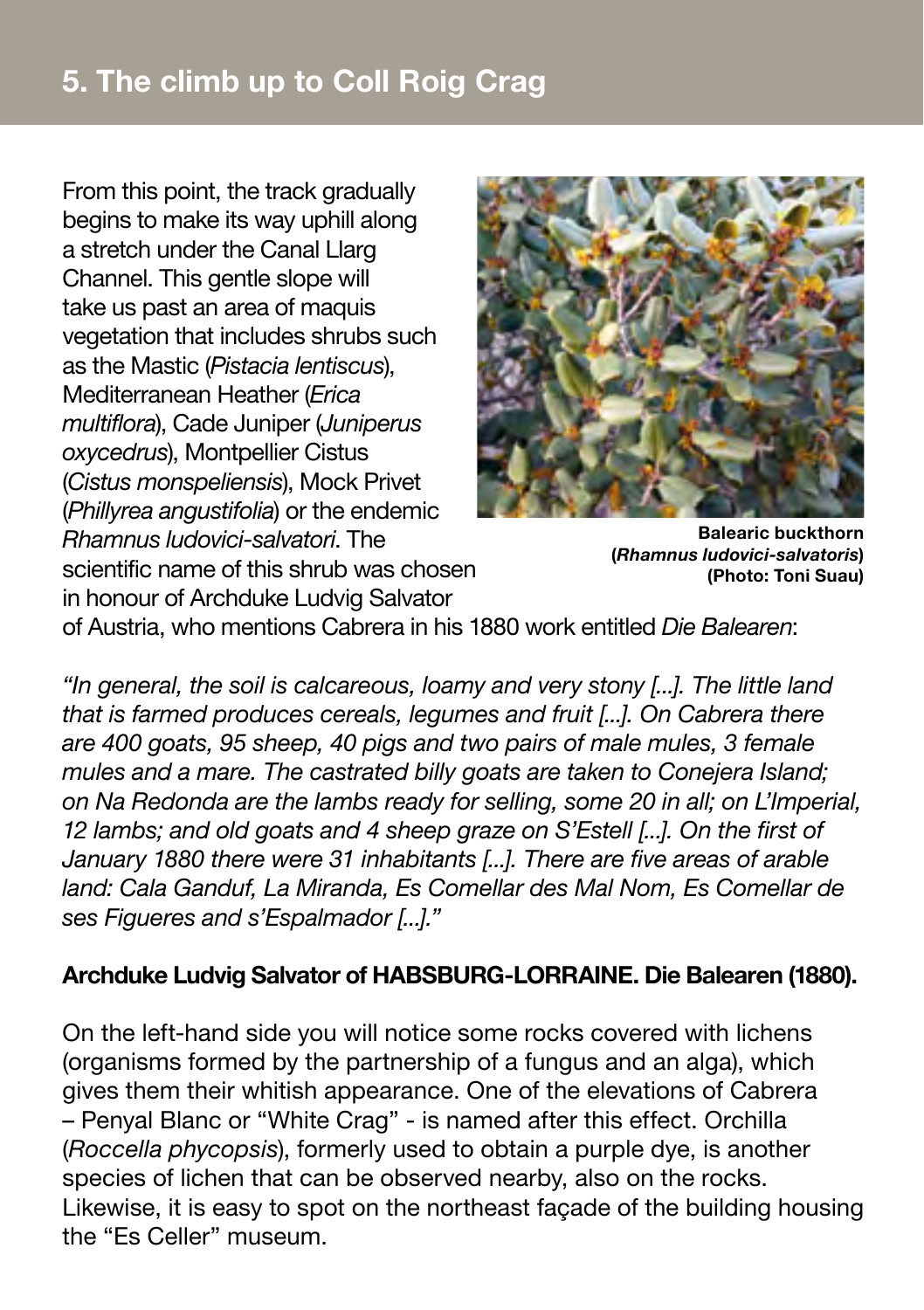# 5. The climb up to Coll Roig Crag

From this point, the track gradually begins to make its way uphill along a stretch under the Canal Llarg Channel. This gentle slope will take us past an area of maquis vegetation that includes shrubs such as the Mastic (*Pistacia lentiscus*), Mediterranean Heather (*Erica multiflora*), Cade Juniper (*Juniperus oxycedrus*), Montpellier Cistus (*Cistus monspeliensis*), Mock Privet (*Phillyrea angustifolia*) or the endemic *Rhamnus ludovici-salvatori*. The scientific name of this shrub was chosen in honour of Archduke Ludvig Salvator of Austria, who mentions Cabrera in his 1880 work entitled *Die Balearen*:

**Balearic buckthorn (*Rhamnus ludovici-salvatoris*) (Photo: Toni Suau)**

*"In general, the soil is calcareous, loamy and very stony [...]. The little land that is farmed produces cereals, legumes and fruit [...]. On Cabrera there are 400 goats, 95 sheep, 40 pigs and two pairs of male mules, 3 female mules and a mare. The castrated billy goats are taken to Conejera Island; on Na Redonda are the lambs ready for selling, some 20 in all; on L'Imperial, 12 lambs; and old goats and 4 sheep graze on S'Estell [...]. On the first of January 1880 there were 31 inhabitants [...]. There are five areas of arable land: Cala Ganduf, La Miranda, Es Comellar des Mal Nom, Es Comellar de ses Figueres and s'Espalmador [...]."*

**Archduke Ludvig Salvator of HABSBURG-LORRAINE. Die Balearen (1880).**

On the left-hand side you will notice some rocks covered with lichens (organisms formed by the partnership of a fungus and an alga), which gives them their whitish appearance. One of the elevations of Cabrera – Penyal Blanc or "White Crag" - is named after this effect. Orchilla (*Roccella phycopsis*), formerly used to obtain a purple dye, is another species of lichen that can be observed nearby, also on the rocks. Likewise, it is easy to spot on the northeast façade of the building housing the "Es Celler" museum.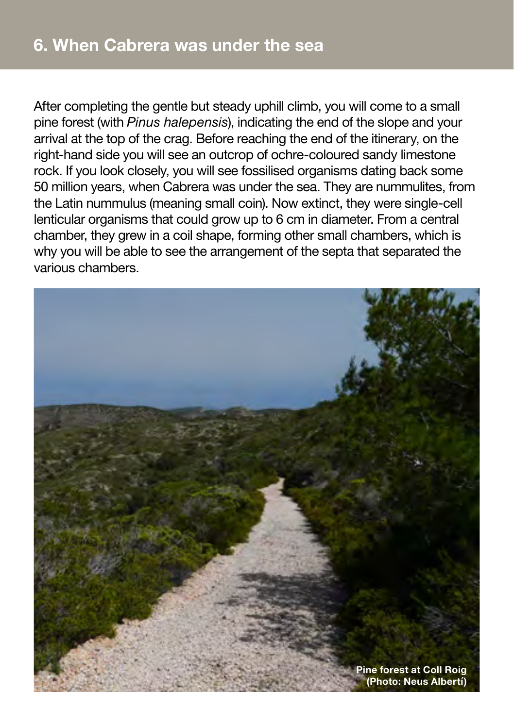## 6. When Cabrera was under the sea

After completing the gentle but steady uphill climb, you will come to a small pine forest (with *Pinus halepensis*), indicating the end of the slope and your arrival at the top of the crag. Before reaching the end of the itinerary, on the right-hand side you will see an outcrop of ochre-coloured sandy limestone rock. If you look closely, you will see fossilised organisms dating back some 50 million years, when Cabrera was under the sea. They are nummulites, from the Latin nummulus (meaning small coin). Now extinct, they were single-cell lenticular organisms that could grow up to 6 cm in diameter. From a central chamber, they grew in a coil shape, forming other small chambers, which is why you will be able to see the arrangement of the septa that separated the various chambers.

**Pine forest at Coll Roig (Photo: Neus Albertí)**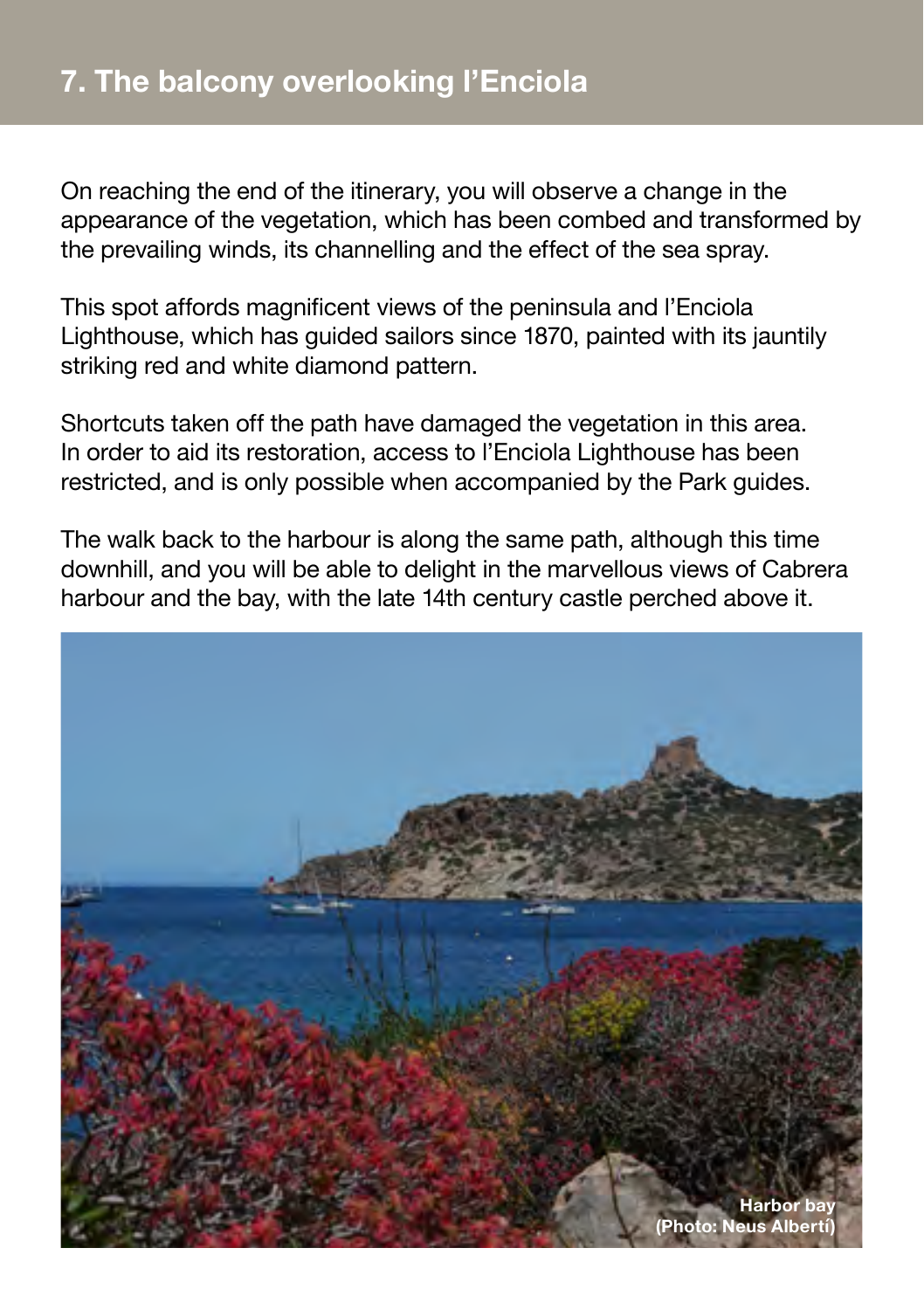## 7. The balcony overlooking l'Enciola

On reaching the end of the itinerary, you will observe a change in the appearance of the vegetation, which has been combed and transformed by the prevailing winds, its channelling and the effect of the sea spray.

This spot affords magnificent views of the peninsula and l'Enciola Lighthouse, which has guided sailors since 1870, painted with its jauntily striking red and white diamond pattern.

Shortcuts taken off the path have damaged the vegetation in this area. In order to aid its restoration, access to l'Enciola Lighthouse has been restricted, and is only possible when accompanied by the Park guides.

The walk back to the harbour is along the same path, although this time downhill, and you will be able to delight in the marvellous views of Cabrera harbour and the bay, with the late 14th century castle perched above it.

**Harbor bay (Photo: Neus Albertí)**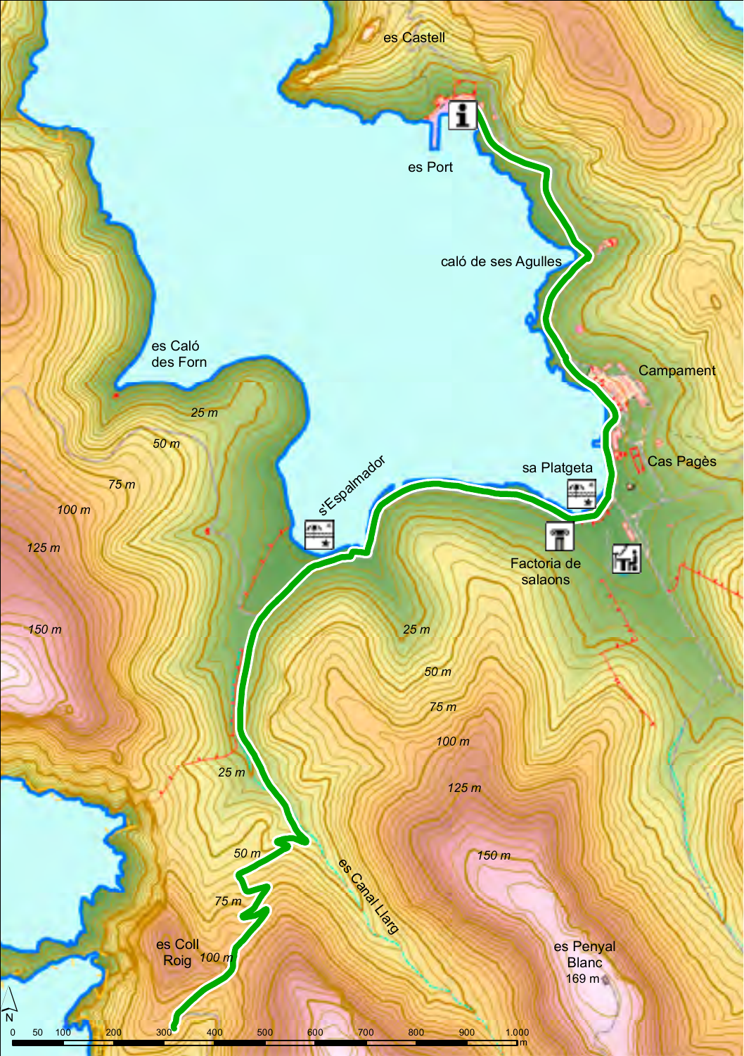es Castell

es Port

caló de ses Agulles

Campament

Cas Pagès

sa Platgeta

Factoria de salaons

es Caló des Forn

s'Espalmador

25 m

50 m

75 m

100 m

125 m

150 m

es Canal Llarg

es Coll Roig

es Penyal Blanc
169 m

N

0 50 100 200 300 400 500 600 700 800 900 1.000 m